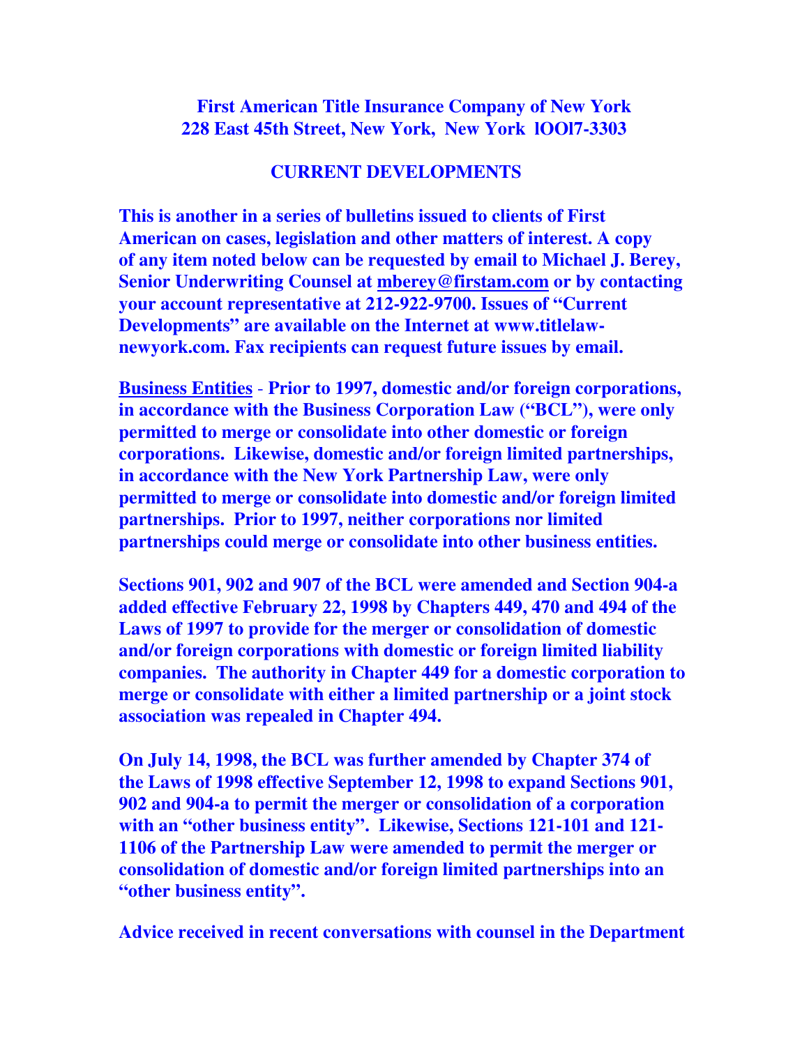**First American Title Insurance Company of New York**
**228 East 45th Street, New York, New York lOOl7-3303**

## CURRENT DEVELOPMENTS

**This is another in a series of bulletins issued to clients of First American on cases, legislation and other matters of interest. A copy of any item noted below can be requested by email to Michael J. Berey, Senior Underwriting Counsel at mberey@firstam.com or by contacting your account representative at 212-922-9700. Issues of "Current Developments" are available on the Internet at www.titlelaw-newyork.com. Fax recipients can request future issues by email.**

**Business Entities - Prior to 1997, domestic and/or foreign corporations, in accordance with the Business Corporation Law ("BCL"), were only permitted to merge or consolidate into other domestic or foreign corporations. Likewise, domestic and/or foreign limited partnerships, in accordance with the New York Partnership Law, were only permitted to merge or consolidate into domestic and/or foreign limited partnerships. Prior to 1997, neither corporations nor limited partnerships could merge or consolidate into other business entities.**

**Sections 901, 902 and 907 of the BCL were amended and Section 904-a added effective February 22, 1998 by Chapters 449, 470 and 494 of the Laws of 1997 to provide for the merger or consolidation of domestic and/or foreign corporations with domestic or foreign limited liability companies. The authority in Chapter 449 for a domestic corporation to merge or consolidate with either a limited partnership or a joint stock association was repealed in Chapter 494.**

**On July 14, 1998, the BCL was further amended by Chapter 374 of the Laws of 1998 effective September 12, 1998 to expand Sections 901, 902 and 904-a to permit the merger or consolidation of a corporation with an "other business entity". Likewise, Sections 121-101 and 121-1106 of the Partnership Law were amended to permit the merger or consolidation of domestic and/or foreign limited partnerships into an "other business entity".**

**Advice received in recent conversations with counsel in the Department**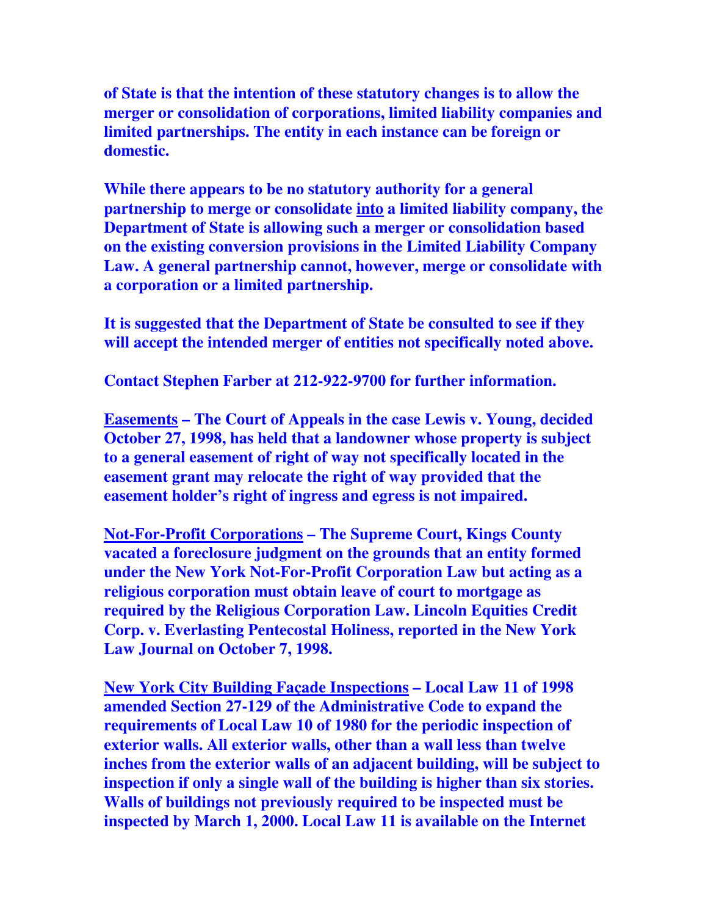**of State is that the intention of these statutory changes is to allow the merger or consolidation of corporations, limited liability companies and limited partnerships. The entity in each instance can be foreign or domestic.**

**While there appears to be no statutory authority for a general partnership to merge or consolidate <u>into</u> a limited liability company, the Department of State is allowing such a merger or consolidation based on the existing conversion provisions in the Limited Liability Company Law. A general partnership cannot, however, merge or consolidate with a corporation or a limited partnership.**

**It is suggested that the Department of State be consulted to see if they will accept the intended merger of entities not specifically noted above.**

**Contact Stephen Farber at 212-922-9700 for further information.**

**<u>Easements</u> – The Court of Appeals in the case Lewis v. Young, decided October 27, 1998, has held that a landowner whose property is subject to a general easement of right of way not specifically located in the easement grant may relocate the right of way provided that the easement holder's right of ingress and egress is not impaired.**

**<u>Not-For-Profit Corporations</u> – The Supreme Court, Kings County vacated a foreclosure judgment on the grounds that an entity formed under the New York Not-For-Profit Corporation Law but acting as a religious corporation must obtain leave of court to mortgage as required by the Religious Corporation Law. Lincoln Equities Credit Corp. v. Everlasting Pentecostal Holiness, reported in the New York Law Journal on October 7, 1998.**

**<u>New York City Building Façade Inspections</u> – Local Law 11 of 1998 amended Section 27-129 of the Administrative Code to expand the requirements of Local Law 10 of 1980 for the periodic inspection of exterior walls. All exterior walls, other than a wall less than twelve inches from the exterior walls of an adjacent building, will be subject to inspection if only a single wall of the building is higher than six stories. Walls of buildings not previously required to be inspected must be inspected by March 1, 2000. Local Law 11 is available on the Internet**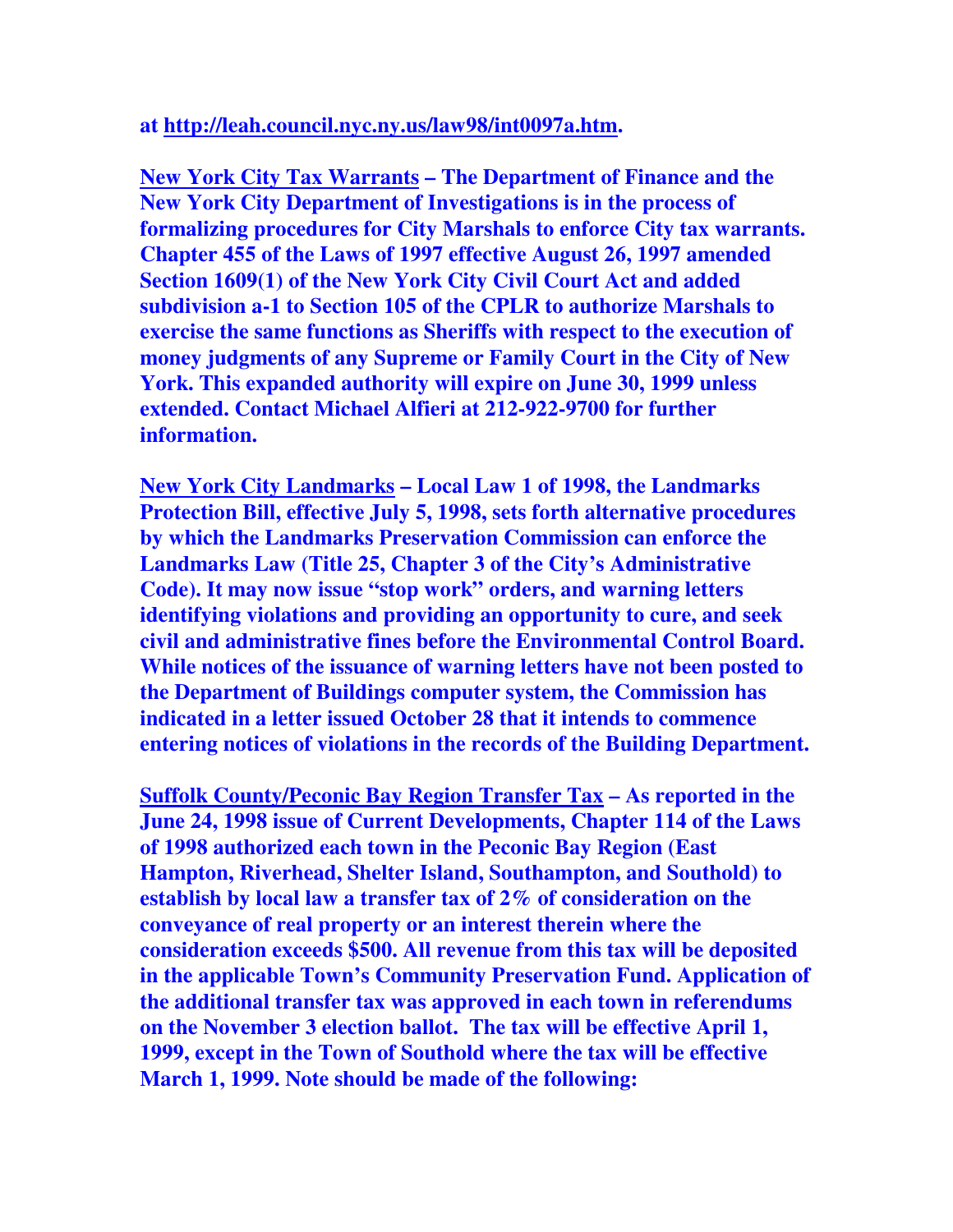**at http://leah.council.nyc.ny.us/law98/int0097a.htm.**

**New York City Tax Warrants – The Department of Finance and the New York City Department of Investigations is in the process of formalizing procedures for City Marshals to enforce City tax warrants. Chapter 455 of the Laws of 1997 effective August 26, 1997 amended Section 1609(1) of the New York City Civil Court Act and added subdivision a-1 to Section 105 of the CPLR to authorize Marshals to exercise the same functions as Sheriffs with respect to the execution of money judgments of any Supreme or Family Court in the City of New York. This expanded authority will expire on June 30, 1999 unless extended. Contact Michael Alfieri at 212-922-9700 for further information.**

**New York City Landmarks – Local Law 1 of 1998, the Landmarks Protection Bill, effective July 5, 1998, sets forth alternative procedures by which the Landmarks Preservation Commission can enforce the Landmarks Law (Title 25, Chapter 3 of the City's Administrative Code). It may now issue "stop work" orders, and warning letters identifying violations and providing an opportunity to cure, and seek civil and administrative fines before the Environmental Control Board. While notices of the issuance of warning letters have not been posted to the Department of Buildings computer system, the Commission has indicated in a letter issued October 28 that it intends to commence entering notices of violations in the records of the Building Department.**

**Suffolk County/Peconic Bay Region Transfer Tax – As reported in the June 24, 1998 issue of Current Developments, Chapter 114 of the Laws of 1998 authorized each town in the Peconic Bay Region (East Hampton, Riverhead, Shelter Island, Southampton, and Southold) to establish by local law a transfer tax of 2% of consideration on the conveyance of real property or an interest therein where the consideration exceeds $500. All revenue from this tax will be deposited in the applicable Town's Community Preservation Fund. Application of the additional transfer tax was approved in each town in referendums on the November 3 election ballot. The tax will be effective April 1, 1999, except in the Town of Southold where the tax will be effective March 1, 1999. Note should be made of the following:**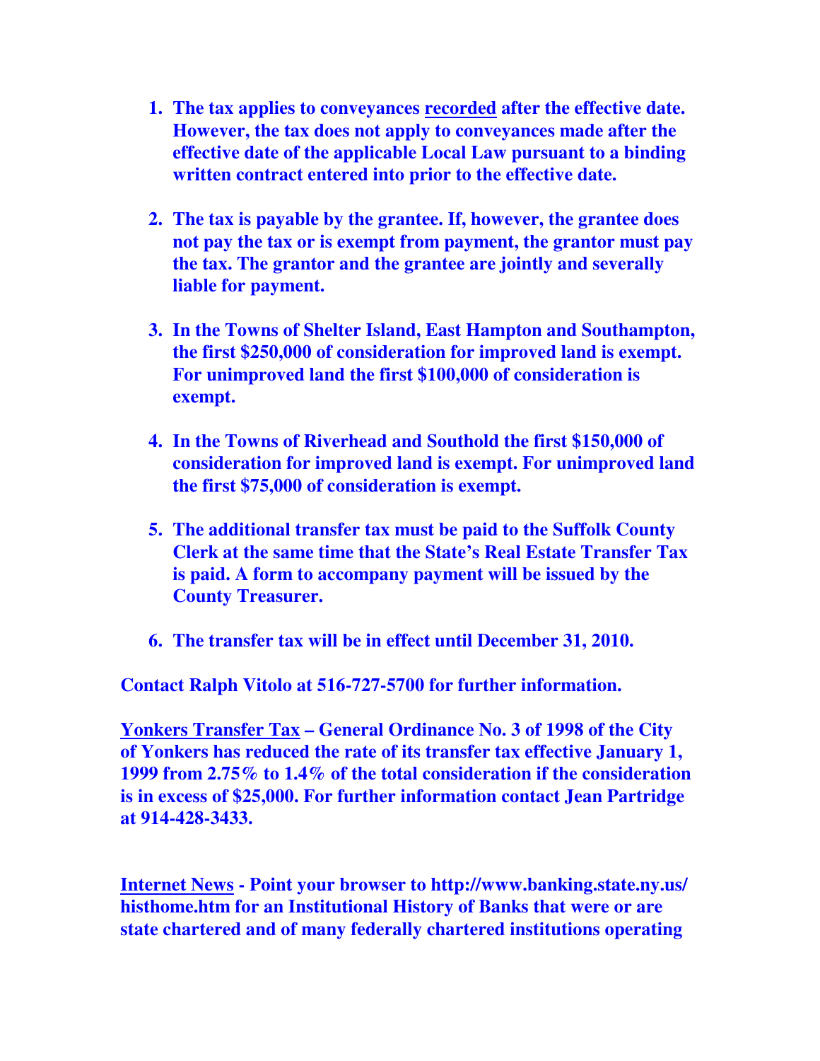1. **The tax applies to conveyances <u>recorded</u> after the effective date. However, the tax does not apply to conveyances made after the effective date of the applicable Local Law pursuant to a binding written contract entered into prior to the effective date.**

2. **The tax is payable by the grantee. If, however, the grantee does not pay the tax or is exempt from payment, the grantor must pay the tax. The grantor and the grantee are jointly and severally liable for payment.**

3. **In the Towns of Shelter Island, East Hampton and Southampton, the first $250,000 of consideration for improved land is exempt. For unimproved land the first $100,000 of consideration is exempt.**

4. **In the Towns of Riverhead and Southold the first $150,000 of consideration for improved land is exempt. For unimproved land the first $75,000 of consideration is exempt.**

5. **The additional transfer tax must be paid to the Suffolk County Clerk at the same time that the State's Real Estate Transfer Tax is paid. A form to accompany payment will be issued by the County Treasurer.**

6. **The transfer tax will be in effect until December 31, 2010.**

**Contact Ralph Vitolo at 516-727-5700 for further information.**

**<u>Yonkers Transfer Tax</u> – General Ordinance No. 3 of 1998 of the City of Yonkers has reduced the rate of its transfer tax effective January 1, 1999 from 2.75% to 1.4% of the total consideration if the consideration is in excess of $25,000. For further information contact Jean Partridge at 914-428-3433.**

**<u>Internet News</u> - Point your browser to http://www.banking.state.ny.us/histhome.htm for an Institutional History of Banks that were or are state chartered and of many federally chartered institutions operating**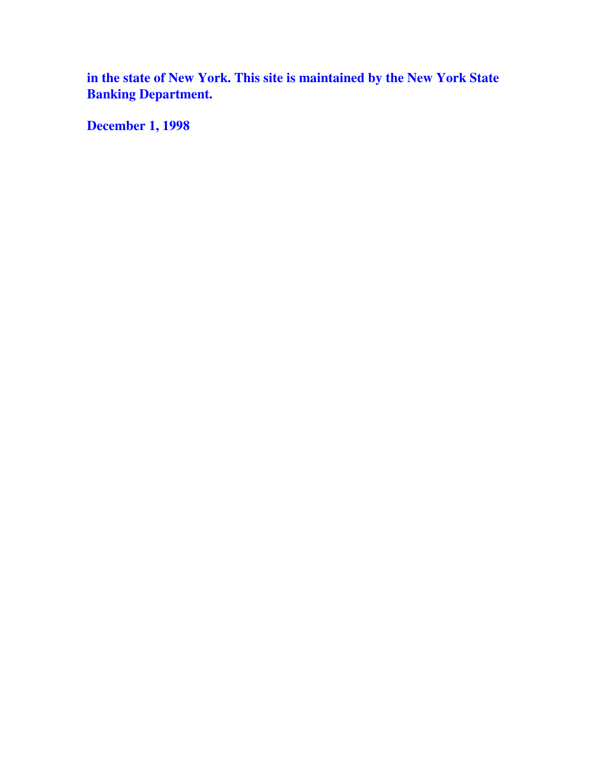**in the state of New York. This site is maintained by the New York State Banking Department.**

**December 1, 1998**